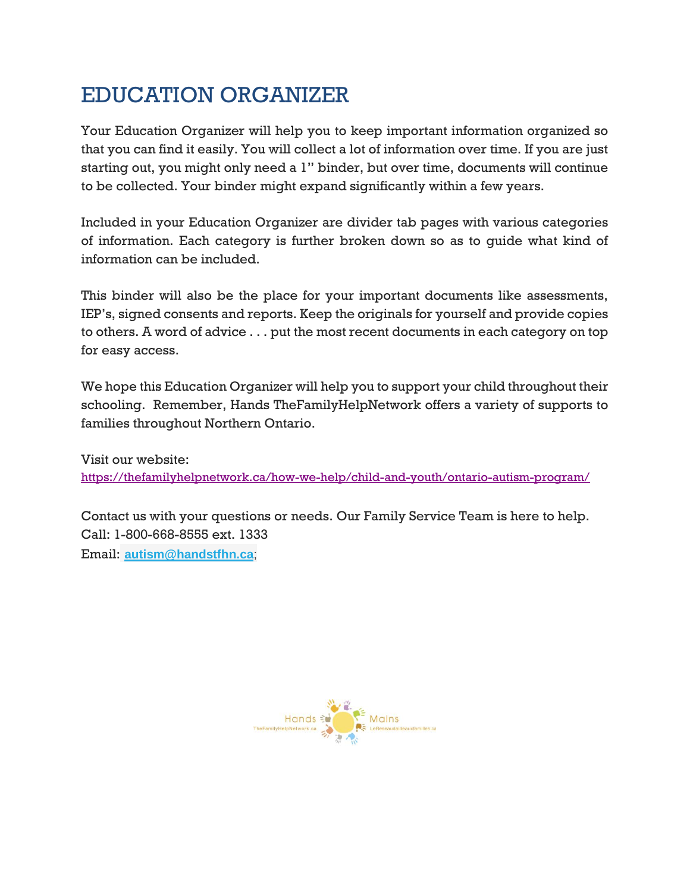# EDUCATION ORGANIZER

Your Education Organizer will help you to keep important information organized so that you can find it easily. You will collect a lot of information over time. If you are just starting out, you might only need a 1" binder, but over time, documents will continue to be collected. Your binder might expand significantly within a few years.

Included in your Education Organizer are divider tab pages with various categories of information. Each category is further broken down so as to guide what kind of information can be included.

This binder will also be the place for your important documents like assessments, IEP's, signed consents and reports. Keep the originals for yourself and provide copies to others. A word of advice . . . put the most recent documents in each category on top for easy access.

We hope this Education Organizer will help you to support your child throughout their schooling. Remember, Hands TheFamilyHelpNetwork offers a variety of supports to families throughout Northern Ontario.

Visit our website:
https://thefamilyhelpnetwork.ca/how-we-help/child-and-youth/ontario-autism-program/

Contact us with your questions or needs. Our Family Service Team is here to help.
Call: 1-800-668-8555 ext. 1333
Email: **autism@handstfhn.ca**;

Hands TheFamilyHelpNetwork.ca Mains LeReseaudaideauxfamilles.ca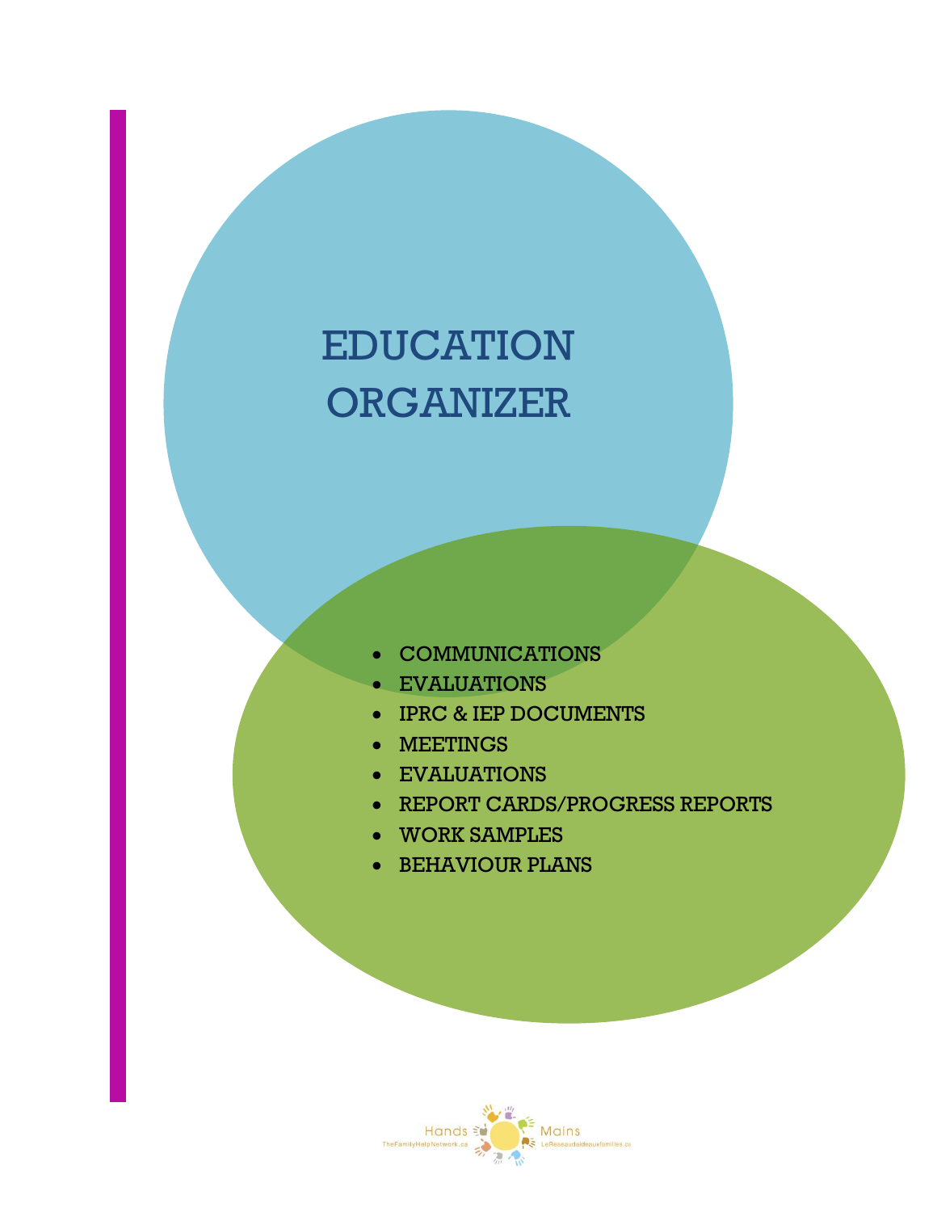# EDUCATION ORGANIZER

- COMMUNICATIONS
- EVALUATIONS
- IPRC & IEP DOCUMENTS
- MEETINGS
- EVALUATIONS
- REPORT CARDS/PROGRESS REPORTS
- WORK SAMPLES
- BEHAVIOUR PLANS

Hands TheFamilyHelpNetwork.ca Mains LeReseaudaideauxfamilles.ca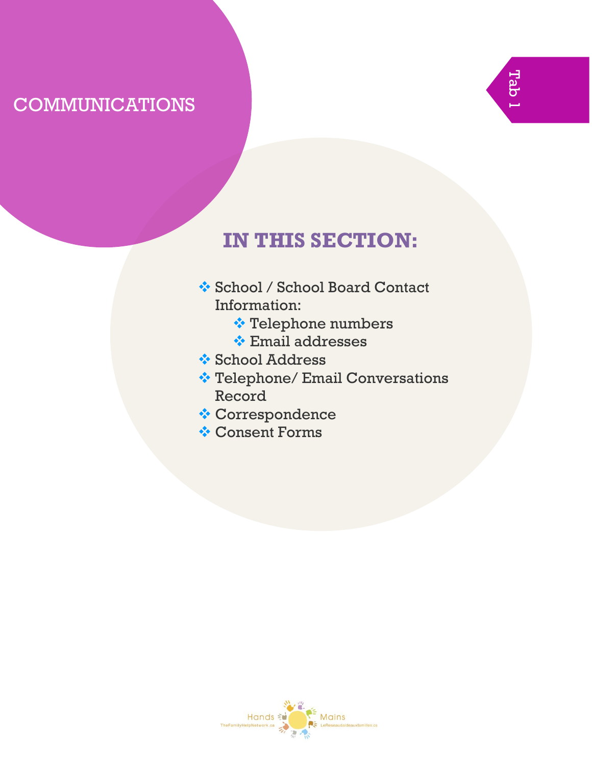# COMMUNICATIONS

Tab 1

## IN THIS SECTION:

- School / School Board Contact Information:
  - Telephone numbers
  - Email addresses
- School Address
- Telephone/ Email Conversations Record
- Correspondence
- Consent Forms

Hands TheFamilyHelpNetwork.ca Mains LeReseaudaideauxfamilles.ca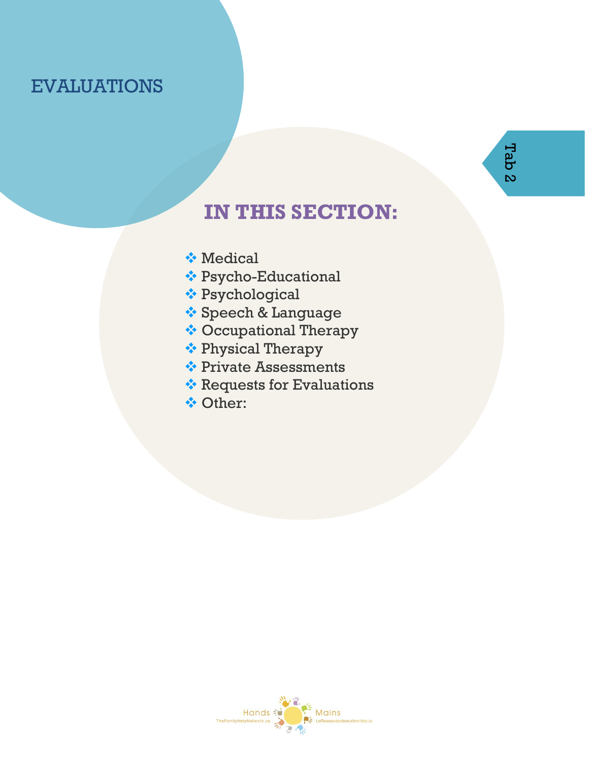# EVALUATIONS

Tab 2

## IN THIS SECTION:

- Medical
- Psycho-Educational
- Psychological
- Speech & Language
- Occupational Therapy
- Physical Therapy
- Private Assessments
- Requests for Evaluations
- Other:

Hands TheFamilyHelpNetwork.ca Mains LeReseaudaideauxfamilles.ca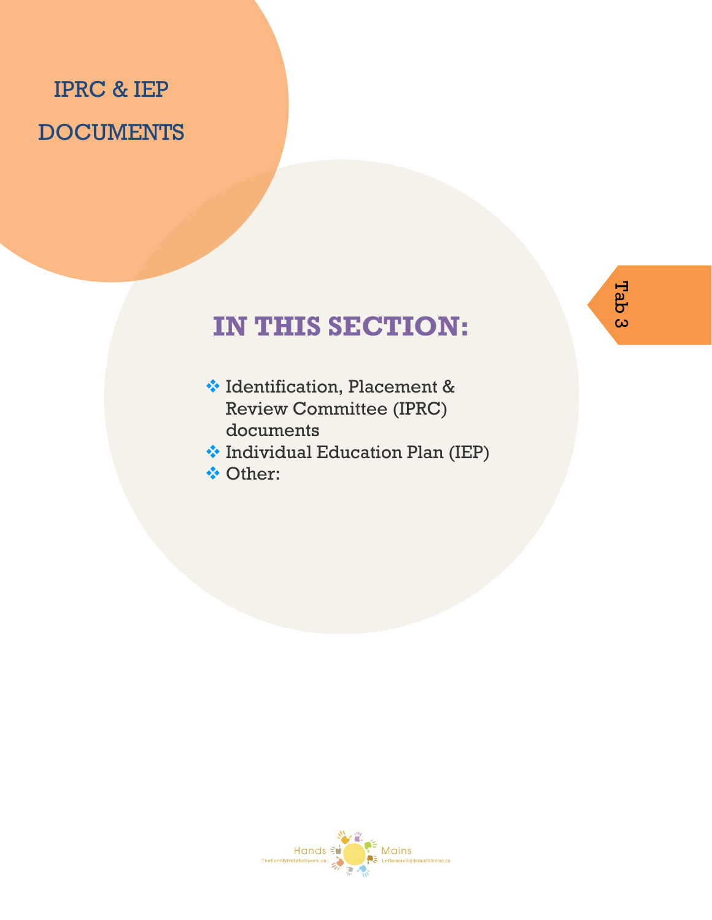# IPRC & IEP DOCUMENTS

Tab 3

## IN THIS SECTION:

- Identification, Placement & Review Committee (IPRC) documents
- Individual Education Plan (IEP)
- Other:

Hands TheFamilyHelpNetwork.ca Mains LeReseaudaideauxfamilles.ca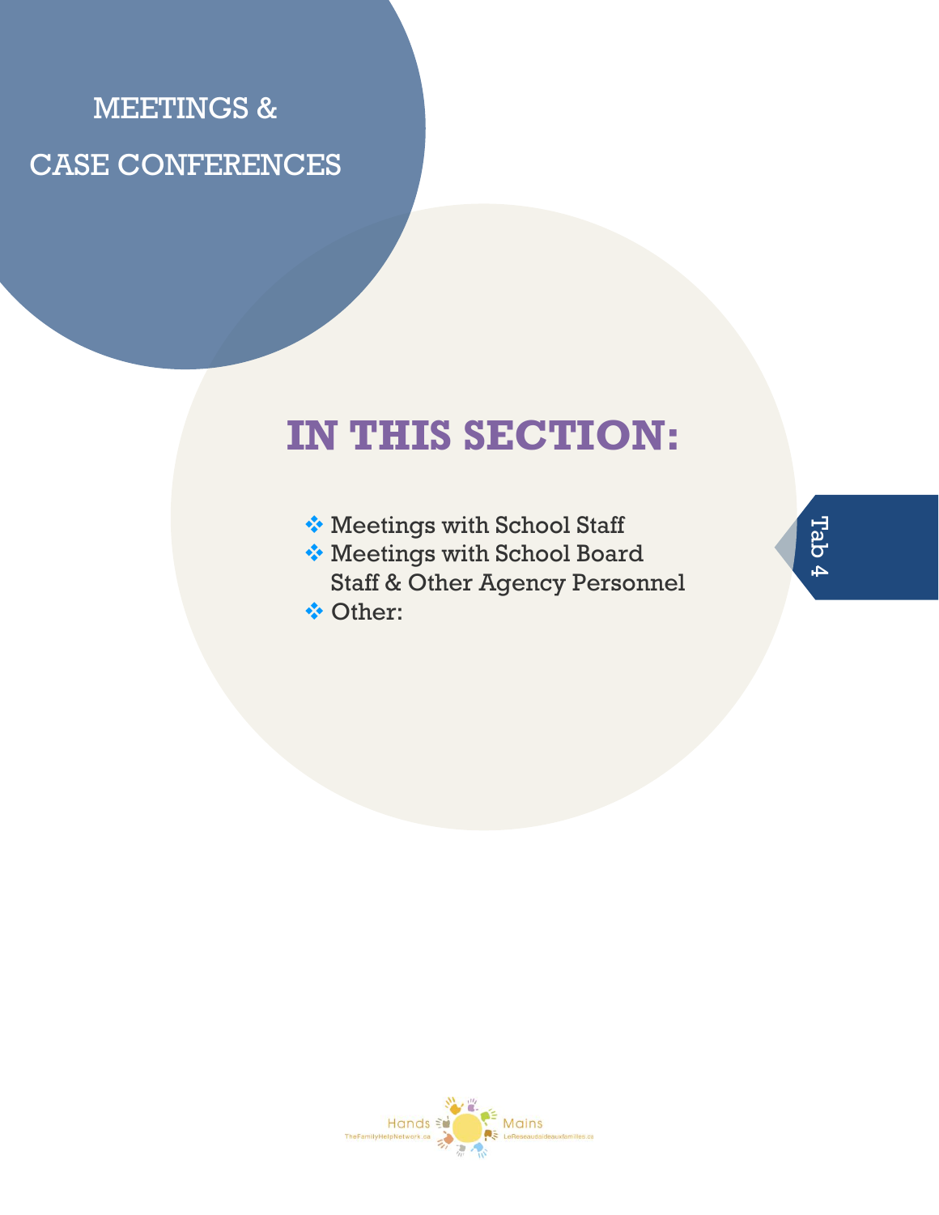# MEETINGS & CASE CONFERENCES

## IN THIS SECTION:

- Meetings with School Staff
- Meetings with School Board Staff & Other Agency Personnel
- Other:

Tab 4

Hands TheFamilyHelpNetwork.ca Mains LeReseaudaideauxfamilles.ca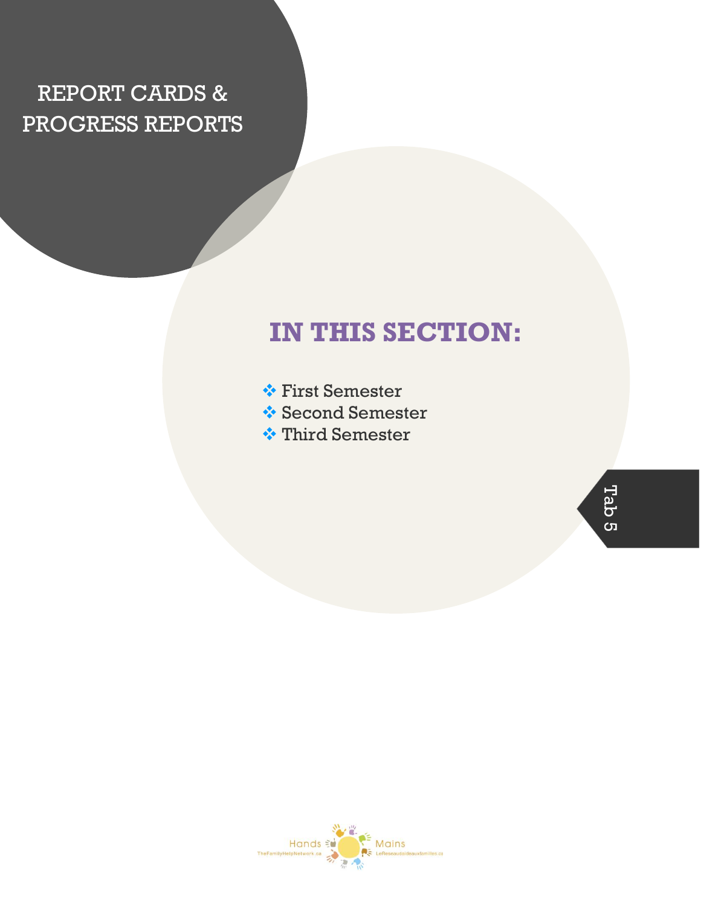# REPORT CARDS & PROGRESS REPORTS

## IN THIS SECTION:

- First Semester
- Second Semester
- Third Semester

Tab 5

Hands Mains
TheFamilyHelpNetwork.ca LeReseaudaideauxfamilles.ca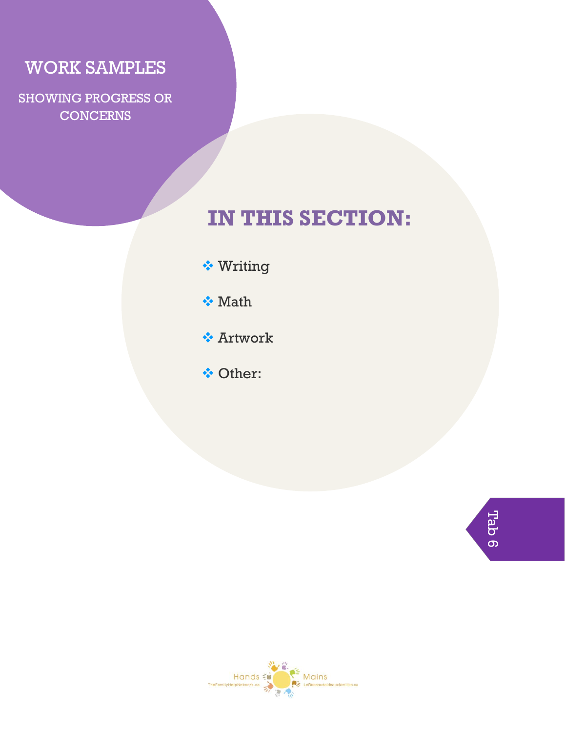# WORK SAMPLES

SHOWING PROGRESS OR CONCERNS

## IN THIS SECTION:

- Writing
- Math
- Artwork
- Other:

Tab 6

Hands Mains
TheFamilyHelpNetwork.ca LeReseauaideauxfamilles.ca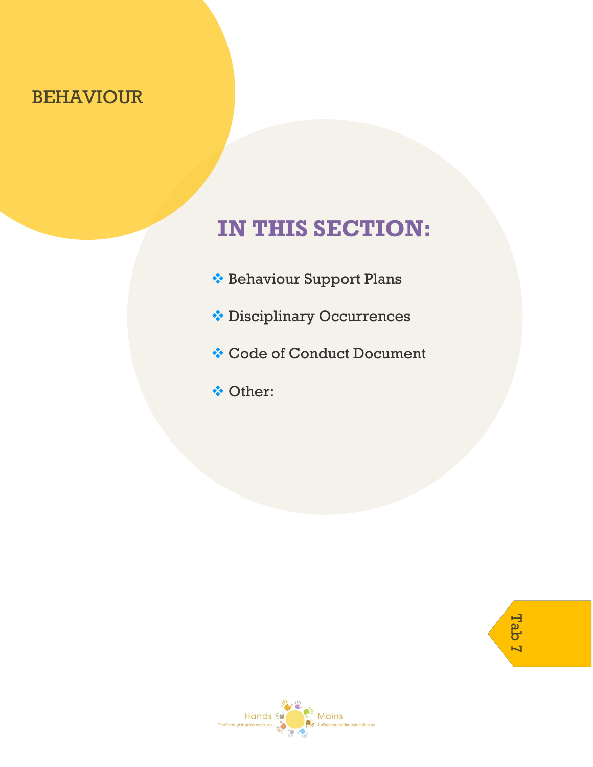# BEHAVIOUR

## IN THIS SECTION:

- Behaviour Support Plans
- Disciplinary Occurrences
- Code of Conduct Document
- Other:

Tab 7

Hands Mains
TheFamilyHelpNetwork.ca LeReseauaideauxfamilles.ca